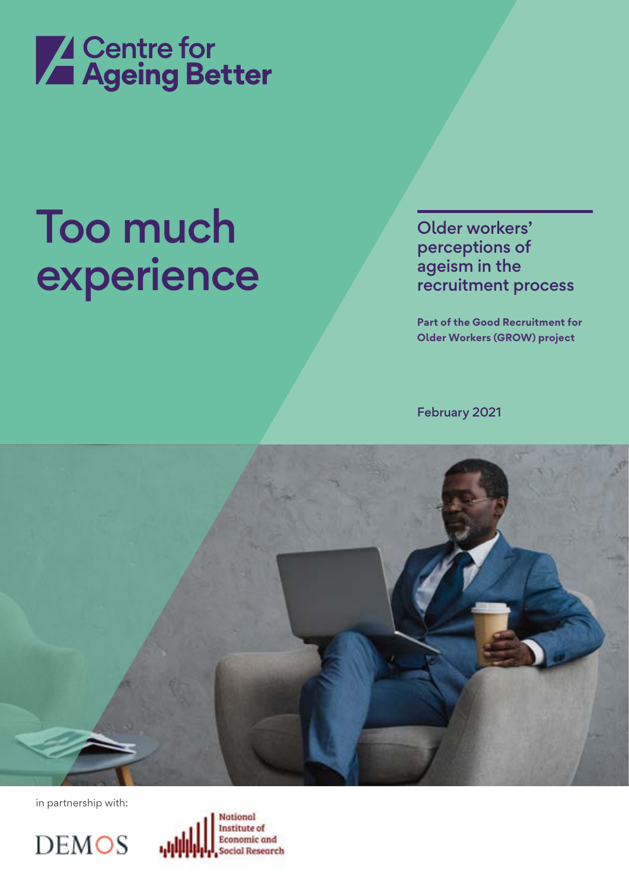Centre for Ageing Better

# Too much experience

## Older workers' perceptions of ageism in the recruitment process

**Part of the Good Recruitment for Older Workers (GROW) project**

February 2021

in partnership with:

DEMOS

National Institute of Economic and Social Research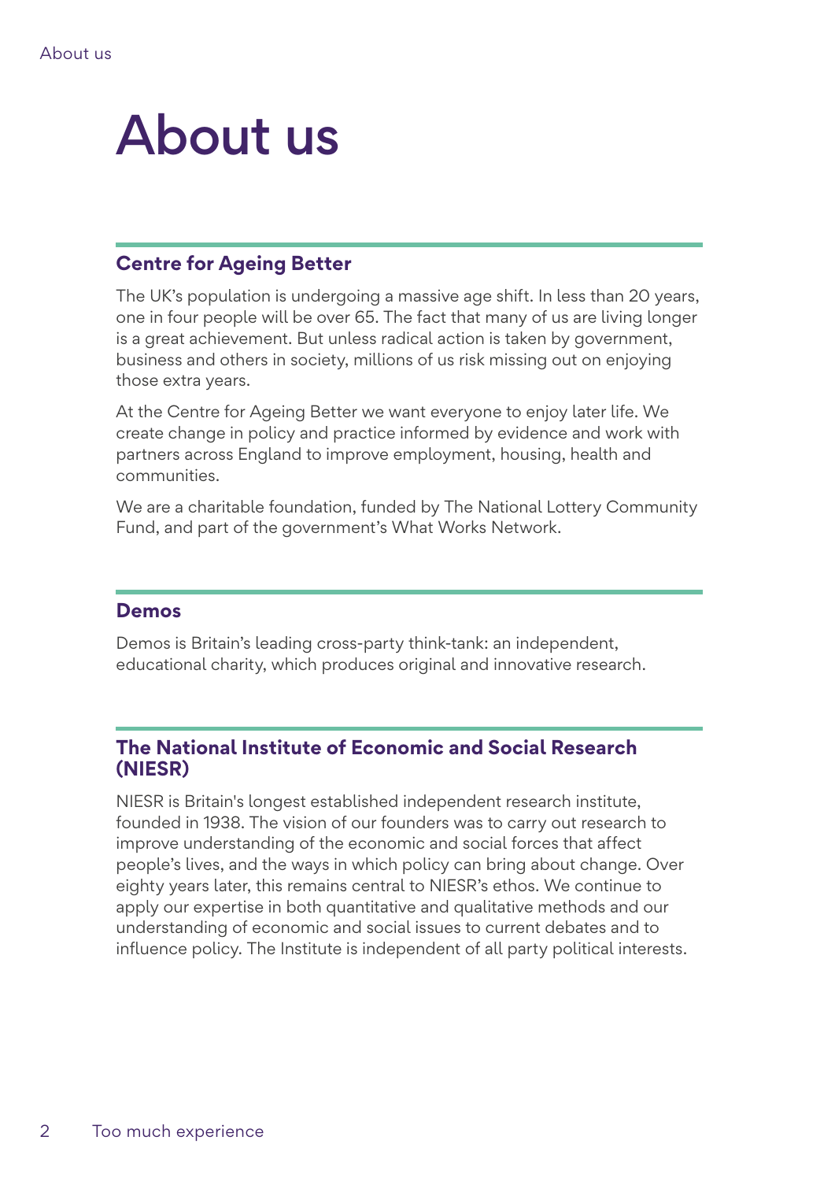# About us

## Centre for Ageing Better

The UK's population is undergoing a massive age shift. In less than 20 years, one in four people will be over 65. The fact that many of us are living longer is a great achievement. But unless radical action is taken by government, business and others in society, millions of us risk missing out on enjoying those extra years.

At the Centre for Ageing Better we want everyone to enjoy later life. We create change in policy and practice informed by evidence and work with partners across England to improve employment, housing, health and communities.

We are a charitable foundation, funded by The National Lottery Community Fund, and part of the government's What Works Network.

## Demos

Demos is Britain's leading cross-party think-tank: an independent, educational charity, which produces original and innovative research.

## The National Institute of Economic and Social Research (NIESR)

NIESR is Britain's longest established independent research institute, founded in 1938. The vision of our founders was to carry out research to improve understanding of the economic and social forces that affect people's lives, and the ways in which policy can bring about change. Over eighty years later, this remains central to NIESR's ethos. We continue to apply our expertise in both quantitative and qualitative methods and our understanding of economic and social issues to current debates and to influence policy. The Institute is independent of all party political interests.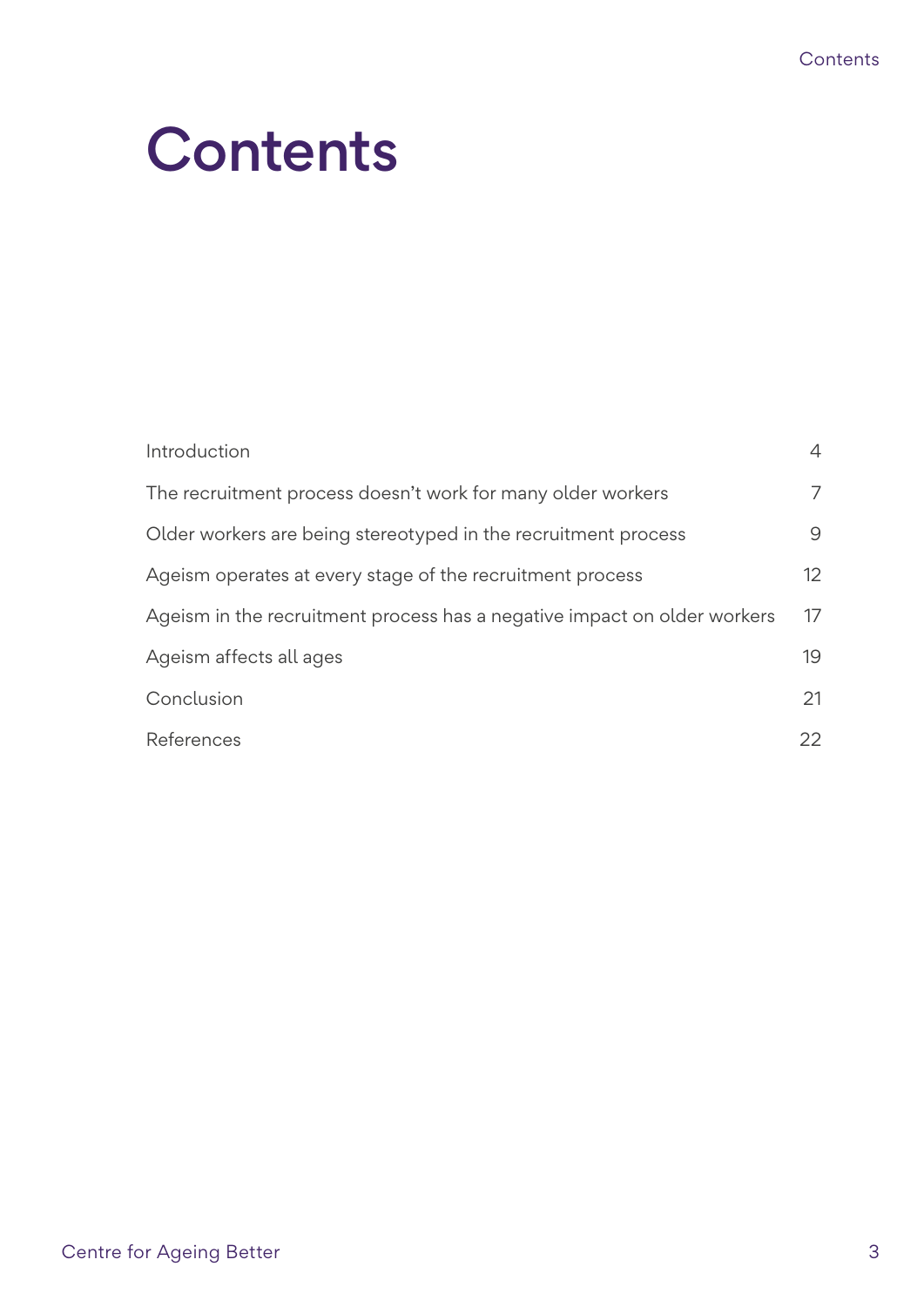# Contents

| | |
|---|---|
| Introduction | 4 |
| The recruitment process doesn't work for many older workers | 7 |
| Older workers are being stereotyped in the recruitment process | 9 |
| Ageism operates at every stage of the recruitment process | 12 |
| Ageism in the recruitment process has a negative impact on older workers | 17 |
| Ageism affects all ages | 19 |
| Conclusion | 21 |
| References | 22 |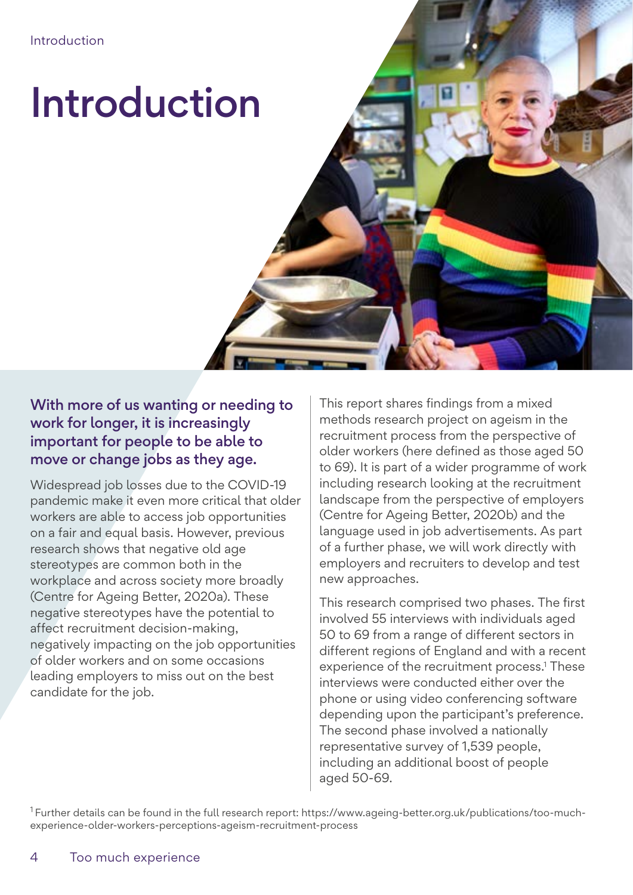# Introduction

**With more of us wanting or needing to work for longer, it is increasingly important for people to be able to move or change jobs as they age.**

Widespread job losses due to the COVID-19 pandemic make it even more critical that older workers are able to access job opportunities on a fair and equal basis. However, previous research shows that negative old age stereotypes are common both in the workplace and across society more broadly (Centre for Ageing Better, 2020a). These negative stereotypes have the potential to affect recruitment decision-making, negatively impacting on the job opportunities of older workers and on some occasions leading employers to miss out on the best candidate for the job.

This report shares findings from a mixed methods research project on ageism in the recruitment process from the perspective of older workers (here defined as those aged 50 to 69). It is part of a wider programme of work including research looking at the recruitment landscape from the perspective of employers (Centre for Ageing Better, 2020b) and the language used in job advertisements. As part of a further phase, we will work directly with employers and recruiters to develop and test new approaches.

This research comprised two phases. The first involved 55 interviews with individuals aged 50 to 69 from a range of different sectors in different regions of England and with a recent experience of the recruitment process.[1] These interviews were conducted either over the phone or using video conferencing software depending upon the participant's preference. The second phase involved a nationally representative survey of 1,539 people, including an additional boost of people aged 50-69.

[1] Further details can be found in the full research report: https://www.ageing-better.org.uk/publications/too-much-experience-older-workers-perceptions-ageism-recruitment-process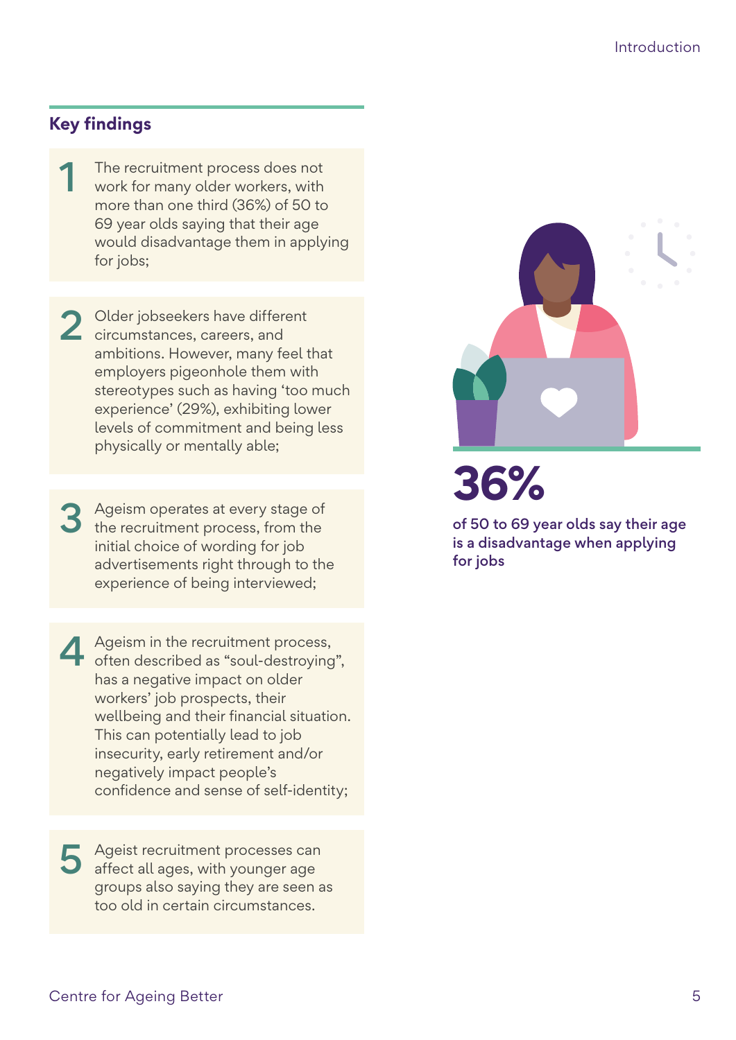## Key findings

1. The recruitment process does not work for many older workers, with more than one third (36%) of 50 to 69 year olds saying that their age would disadvantage them in applying for jobs;

2. Older jobseekers have different circumstances, careers, and ambitions. However, many feel that employers pigeonhole them with stereotypes such as having 'too much experience' (29%), exhibiting lower levels of commitment and being less physically or mentally able;

3. Ageism operates at every stage of the recruitment process, from the initial choice of wording for job advertisements right through to the experience of being interviewed;

4. Ageism in the recruitment process, often described as "soul-destroying", has a negative impact on older workers' job prospects, their wellbeing and their financial situation. This can potentially lead to job insecurity, early retirement and/or negatively impact people's confidence and sense of self-identity;

5. Ageist recruitment processes can affect all ages, with younger age groups also saying they are seen as too old in certain circumstances.

**36%**

**of 50 to 69 year olds say their age is a disadvantage when applying for jobs**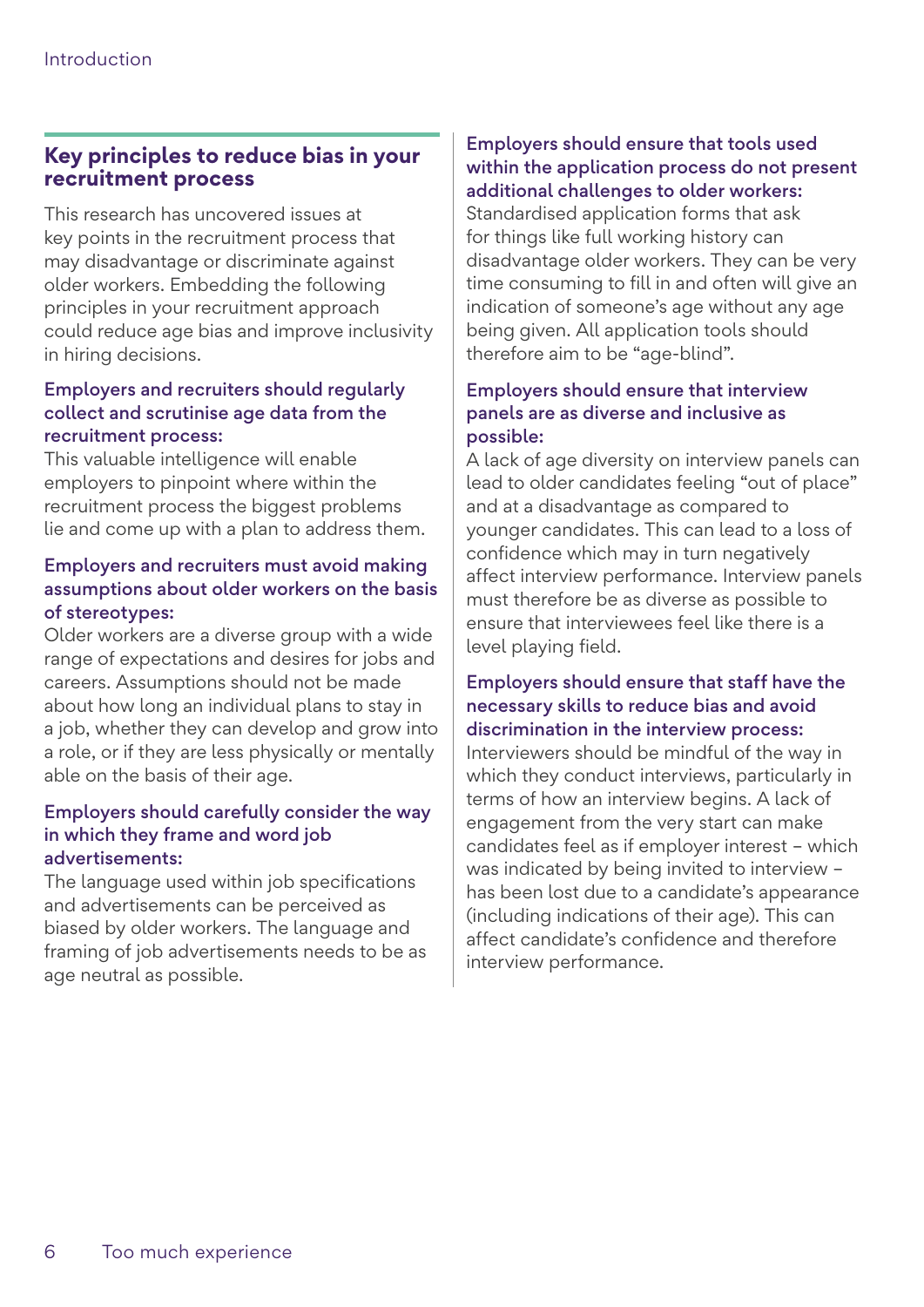## Key principles to reduce bias in your recruitment process

This research has uncovered issues at key points in the recruitment process that may disadvantage or discriminate against older workers. Embedding the following principles in your recruitment approach could reduce age bias and improve inclusivity in hiring decisions.

**Employers and recruiters should regularly collect and scrutinise age data from the recruitment process:**
This valuable intelligence will enable employers to pinpoint where within the recruitment process the biggest problems lie and come up with a plan to address them.

**Employers and recruiters must avoid making assumptions about older workers on the basis of stereotypes:**
Older workers are a diverse group with a wide range of expectations and desires for jobs and careers. Assumptions should not be made about how long an individual plans to stay in a job, whether they can develop and grow into a role, or if they are less physically or mentally able on the basis of their age.

**Employers should carefully consider the way in which they frame and word job advertisements:**
The language used within job specifications and advertisements can be perceived as biased by older workers. The language and framing of job advertisements needs to be as age neutral as possible.

**Employers should ensure that tools used within the application process do not present additional challenges to older workers:**
Standardised application forms that ask for things like full working history can disadvantage older workers. They can be very time consuming to fill in and often will give an indication of someone's age without any age being given. All application tools should therefore aim to be "age-blind".

**Employers should ensure that interview panels are as diverse and inclusive as possible:**
A lack of age diversity on interview panels can lead to older candidates feeling "out of place" and at a disadvantage as compared to younger candidates. This can lead to a loss of confidence which may in turn negatively affect interview performance. Interview panels must therefore be as diverse as possible to ensure that interviewees feel like there is a level playing field.

**Employers should ensure that staff have the necessary skills to reduce bias and avoid discrimination in the interview process:**
Interviewers should be mindful of the way in which they conduct interviews, particularly in terms of how an interview begins. A lack of engagement from the very start can make candidates feel as if employer interest – which was indicated by being invited to interview – has been lost due to a candidate's appearance (including indications of their age). This can affect candidate's confidence and therefore interview performance.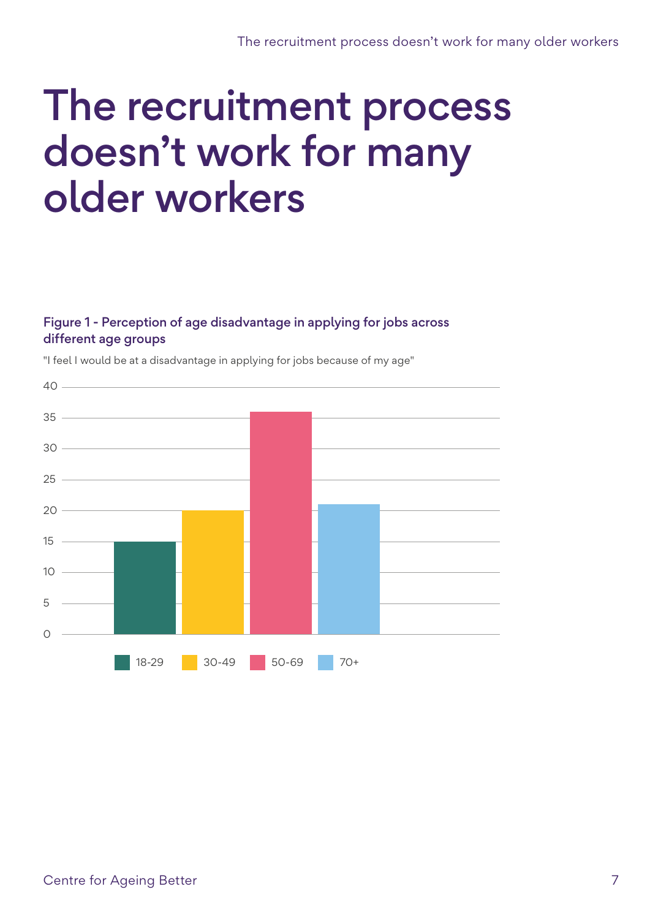# The recruitment process doesn't work for many older workers

**Figure 1 - Perception of age disadvantage in applying for jobs across different age groups**

"I feel I would be at a disadvantage in applying for jobs because of my age"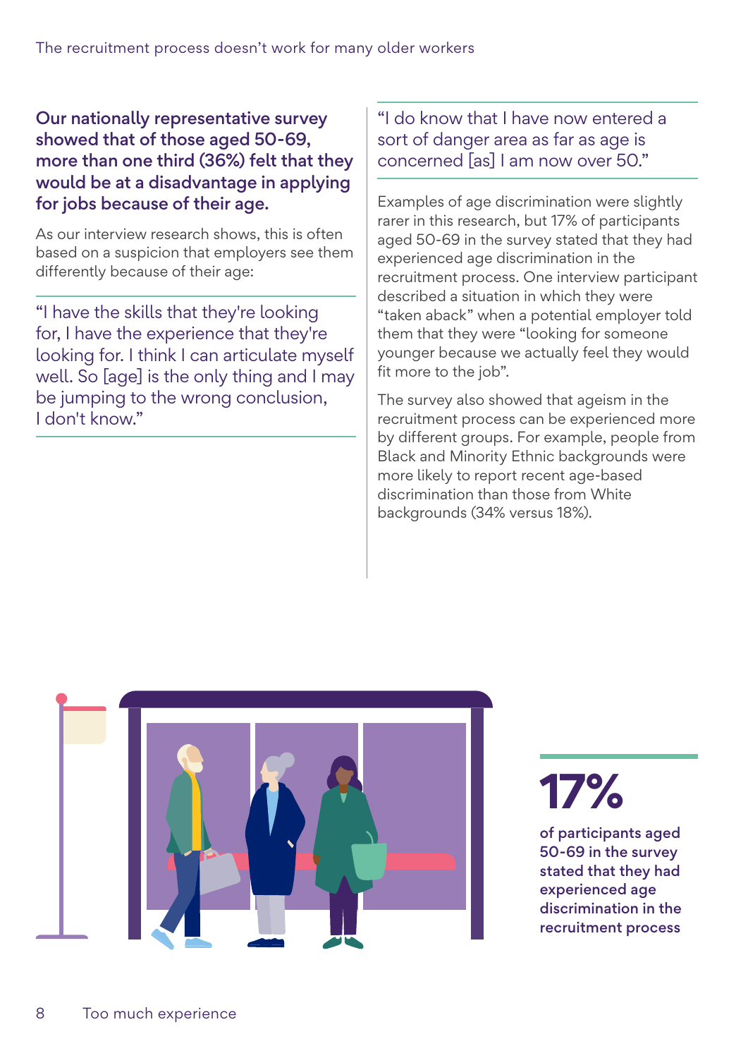**Our nationally representative survey showed that of those aged 50-69, more than one third (36%) felt that they would be at a disadvantage in applying for jobs because of their age.**

As our interview research shows, this is often based on a suspicion that employers see them differently because of their age:

> "I have the skills that they're looking for, I have the experience that they're looking for. I think I can articulate myself well. So [age] is the only thing and I may be jumping to the wrong conclusion, I don't know."

> "I do know that I have now entered a sort of danger area as far as age is concerned [as] I am now over 50."

Examples of age discrimination were slightly rarer in this research, but 17% of participants aged 50-69 in the survey stated that they had experienced age discrimination in the recruitment process. One interview participant described a situation in which they were "taken aback" when a potential employer told them that they were "looking for someone younger because we actually feel they would fit more to the job".

The survey also showed that ageism in the recruitment process can be experienced more by different groups. For example, people from Black and Minority Ethnic backgrounds were more likely to report recent age-based discrimination than those from White backgrounds (34% versus 18%).

**17%**

**of participants aged 50-69 in the survey stated that they had experienced age discrimination in the recruitment process**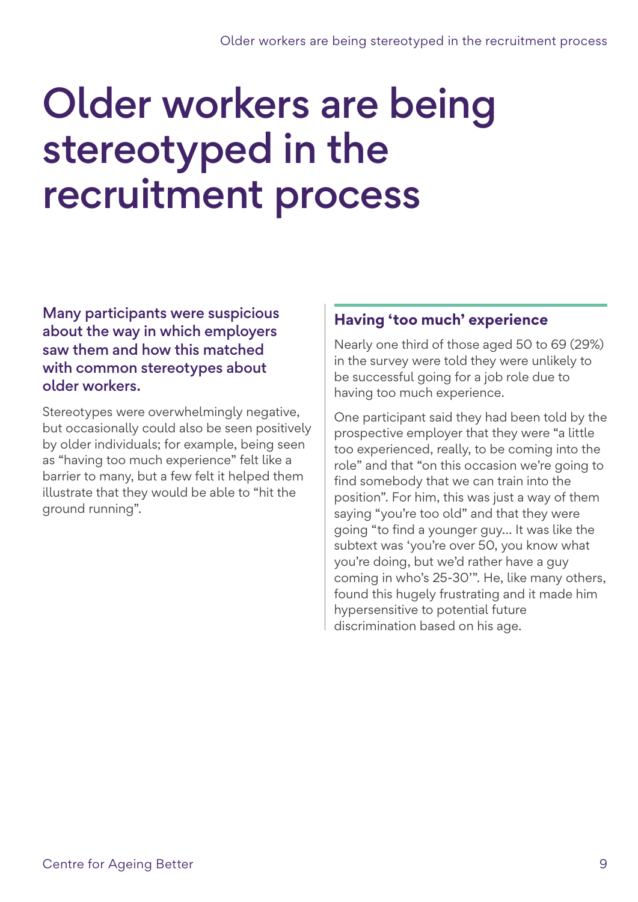# Older workers are being stereotyped in the recruitment process

**Many participants were suspicious about the way in which employers saw them and how this matched with common stereotypes about older workers.**

Stereotypes were overwhelmingly negative, but occasionally could also be seen positively by older individuals; for example, being seen as "having too much experience" felt like a barrier to many, but a few felt it helped them illustrate that they would be able to "hit the ground running".

## Having 'too much' experience

Nearly one third of those aged 50 to 69 (29%) in the survey were told they were unlikely to be successful going for a job role due to having too much experience.

One participant said they had been told by the prospective employer that they were "a little too experienced, really, to be coming into the role" and that "on this occasion we're going to find somebody that we can train into the position". For him, this was just a way of them saying "you're too old" and that they were going "to find a younger guy... It was like the subtext was 'you're over 50, you know what you're doing, but we'd rather have a guy coming in who's 25-30'". He, like many others, found this hugely frustrating and it made him hypersensitive to potential future discrimination based on his age.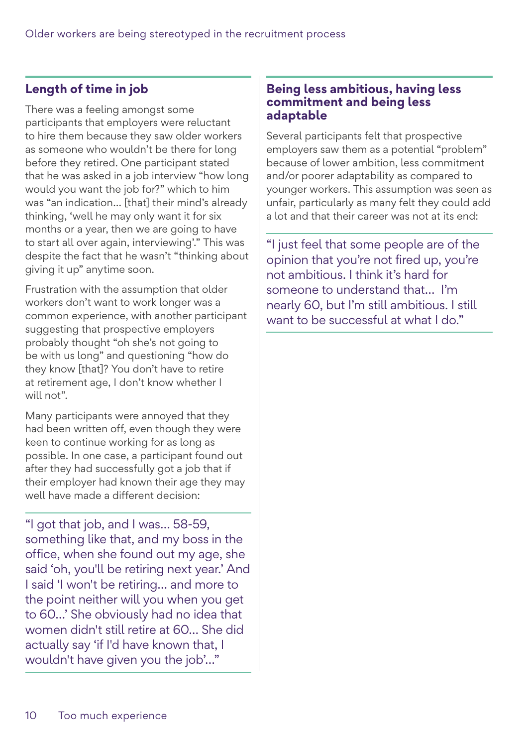### Length of time in job

There was a feeling amongst some participants that employers were reluctant to hire them because they saw older workers as someone who wouldn't be there for long before they retired. One participant stated that he was asked in a job interview "how long would you want the job for?" which to him was "an indication... [that] their mind's already thinking, 'well he may only want it for six months or a year, then we are going to have to start all over again, interviewing'." This was despite the fact that he wasn't "thinking about giving it up" anytime soon.

Frustration with the assumption that older workers don't want to work longer was a common experience, with another participant suggesting that prospective employers probably thought "oh she's not going to be with us long" and questioning "how do they know [that]? You don't have to retire at retirement age, I don't know whether I will not".

Many participants were annoyed that they had been written off, even though they were keen to continue working for as long as possible. In one case, a participant found out after they had successfully got a job that if their employer had known their age they may well have made a different decision:

> "I got that job, and I was... 58-59, something like that, and my boss in the office, when she found out my age, she said 'oh, you'll be retiring next year.' And I said 'I won't be retiring... and more to the point neither will you when you get to 60...' She obviously had no idea that women didn't still retire at 60... She did actually say 'if I'd have known that, I wouldn't have given you the job'..."

### Being less ambitious, having less commitment and being less adaptable

Several participants felt that prospective employers saw them as a potential "problem" because of lower ambition, less commitment and/or poorer adaptability as compared to younger workers. This assumption was seen as unfair, particularly as many felt they could add a lot and that their career was not at its end:

> "I just feel that some people are of the opinion that you're not fired up, you're not ambitious. I think it's hard for someone to understand that... I'm nearly 60, but I'm still ambitious. I still want to be successful at what I do."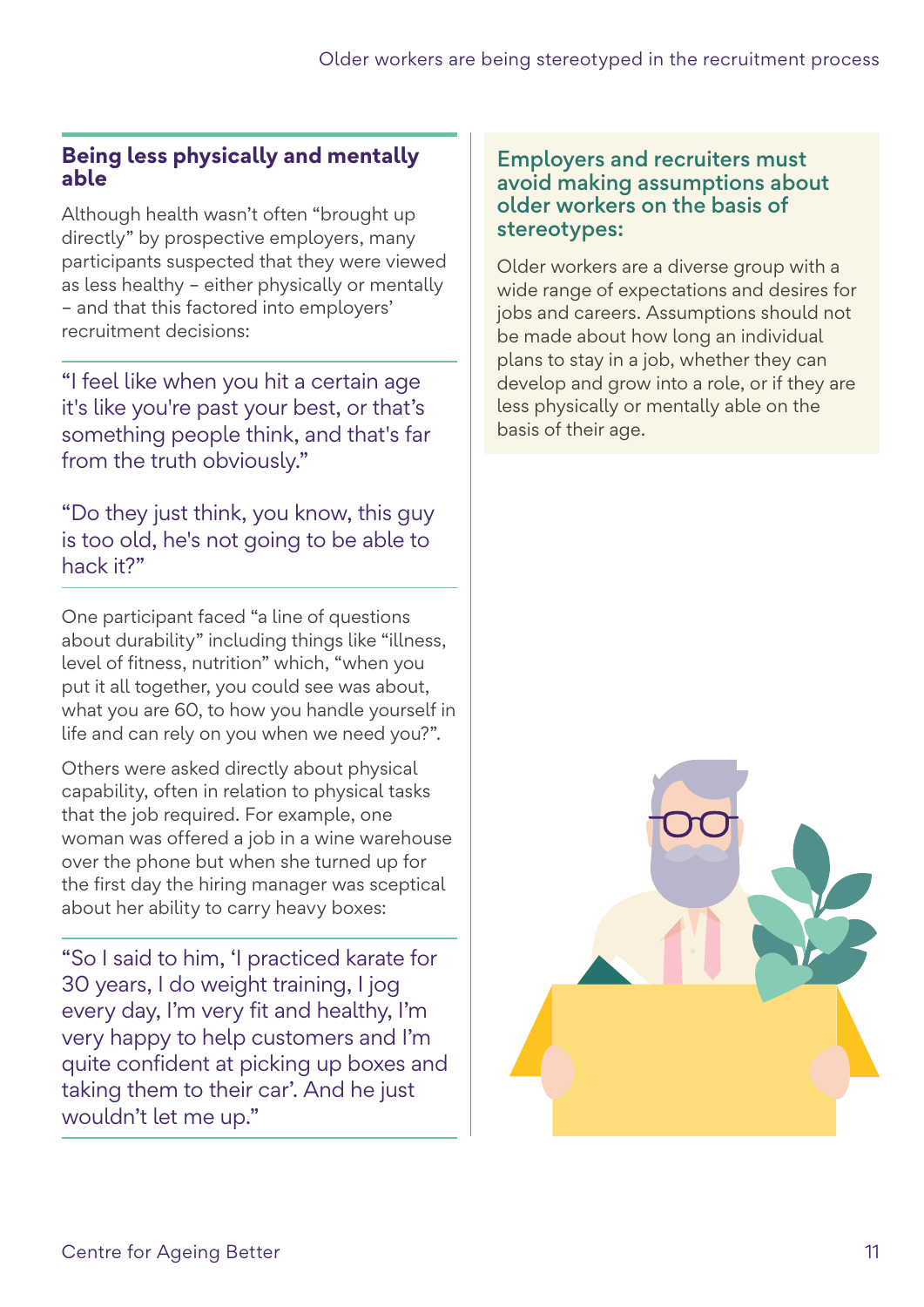## Being less physically and mentally able

Although health wasn't often "brought up directly" by prospective employers, many participants suspected that they were viewed as less healthy – either physically or mentally – and that this factored into employers' recruitment decisions:

> "I feel like when you hit a certain age it's like you're past your best, or that's something people think, and that's far from the truth obviously."

> "Do they just think, you know, this guy is too old, he's not going to be able to hack it?"

One participant faced "a line of questions about durability" including things like "illness, level of fitness, nutrition" which, "when you put it all together, you could see was about, what you are 60, to how you handle yourself in life and can rely on you when we need you?".

Others were asked directly about physical capability, often in relation to physical tasks that the job required. For example, one woman was offered a job in a wine warehouse over the phone but when she turned up for the first day the hiring manager was sceptical about her ability to carry heavy boxes:

> "So I said to him, 'I practiced karate for 30 years, I do weight training, I jog every day, I'm very fit and healthy, I'm very happy to help customers and I'm quite confident at picking up boxes and taking them to their car'. And he just wouldn't let me up."

### Employers and recruiters must avoid making assumptions about older workers on the basis of stereotypes:

Older workers are a diverse group with a wide range of expectations and desires for jobs and careers. Assumptions should not be made about how long an individual plans to stay in a job, whether they can develop and grow into a role, or if they are less physically or mentally able on the basis of their age.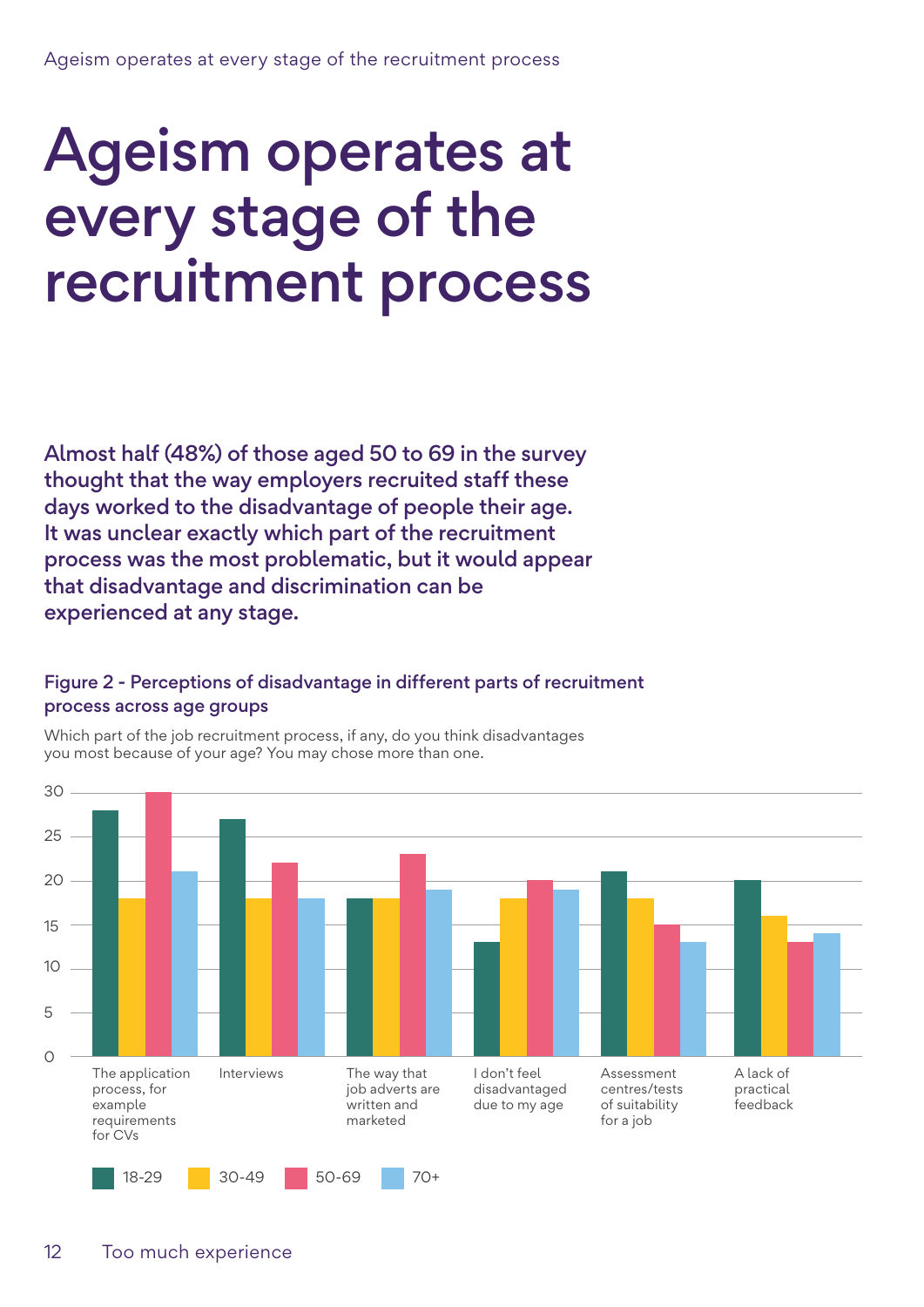# Ageism operates at every stage of the recruitment process

**Almost half (48%) of those aged 50 to 69 in the survey thought that the way employers recruited staff these days worked to the disadvantage of people their age. It was unclear exactly which part of the recruitment process was the most problematic, but it would appear that disadvantage and discrimination can be experienced at any stage.**

### Figure 2 - Perceptions of disadvantage in different parts of recruitment process across age groups

Which part of the job recruitment process, if any, do you think disadvantages you most because of your age? You may chose more than one.

| | 18-29 | 30-49 | 50-69 | 70+ |
|---|---|---|---|---|
| The application process, for example requirements for CVs | 28 | 18 | 30 | 21 |
| Interviews | 27 | 18 | 22 | 18 |
| The way that job adverts are written and marketed | 18 | 18 | 23 | 19 |
| I don't feel disadvantaged due to my age | 13 | 18 | 20 | 19 |
| Assessment centres/tests of suitability for a job | 21 | 18 | 15 | 13 |
| A lack of practical feedback | 20 | 16 | 13 | 14 |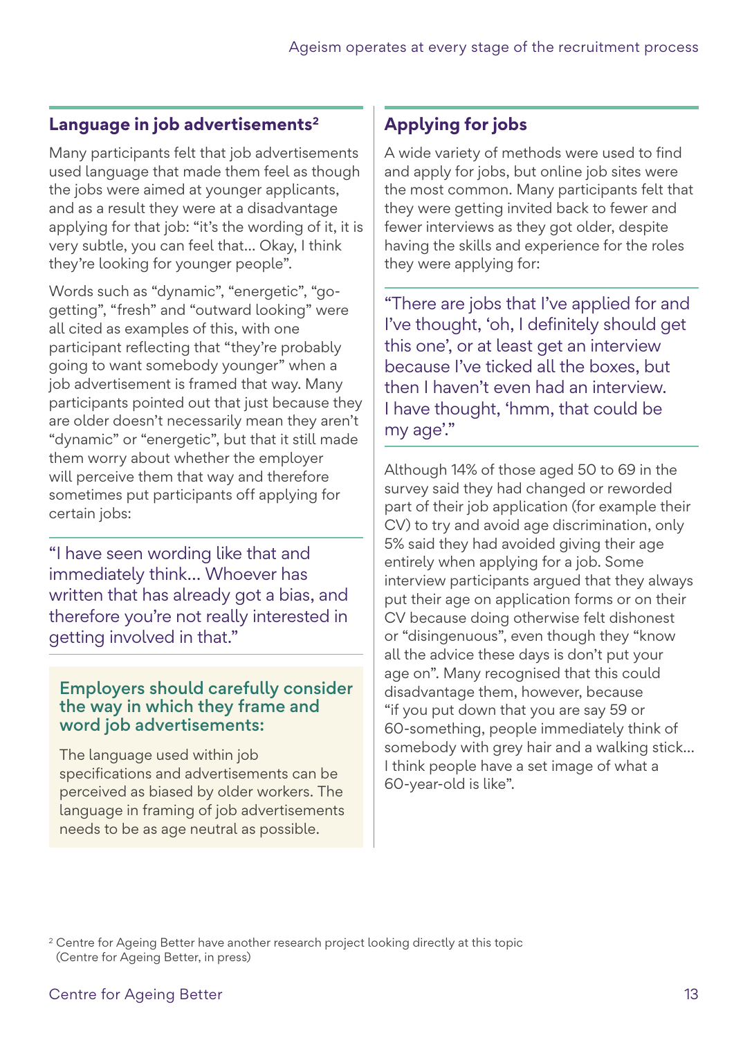## Language in job advertisements[2]

Many participants felt that job advertisements used language that made them feel as though the jobs were aimed at younger applicants, and as a result they were at a disadvantage applying for that job: "it's the wording of it, it is very subtle, you can feel that… Okay, I think they're looking for younger people".

Words such as "dynamic", "energetic", "go-getting", "fresh" and "outward looking" were all cited as examples of this, with one participant reflecting that "they're probably going to want somebody younger" when a job advertisement is framed that way. Many participants pointed out that just because they are older doesn't necessarily mean they aren't "dynamic" or "energetic", but that it still made them worry about whether the employer will perceive them that way and therefore sometimes put participants off applying for certain jobs:

> "I have seen wording like that and immediately think… Whoever has written that has already got a bias, and therefore you're not really interested in getting involved in that."

**Employers should carefully consider the way in which they frame and word job advertisements:**

The language used within job specifications and advertisements can be perceived as biased by older workers. The language in framing of job advertisements needs to be as age neutral as possible.

## Applying for jobs

A wide variety of methods were used to find and apply for jobs, but online job sites were the most common. Many participants felt that they were getting invited back to fewer and fewer interviews as they got older, despite having the skills and experience for the roles they were applying for:

> "There are jobs that I've applied for and I've thought, 'oh, I definitely should get this one', or at least get an interview because I've ticked all the boxes, but then I haven't even had an interview. I have thought, 'hmm, that could be my age'."

Although 14% of those aged 50 to 69 in the survey said they had changed or reworded part of their job application (for example their CV) to try and avoid age discrimination, only 5% said they had avoided giving their age entirely when applying for a job. Some interview participants argued that they always put their age on application forms or on their CV because doing otherwise felt dishonest or "disingenuous", even though they "know all the advice these days is don't put your age on". Many recognised that this could disadvantage them, however, because "if you put down that you are say 59 or 60-something, people immediately think of somebody with grey hair and a walking stick… I think people have a set image of what a 60-year-old is like".

[2] Centre for Ageing Better have another research project looking directly at this topic (Centre for Ageing Better, in press)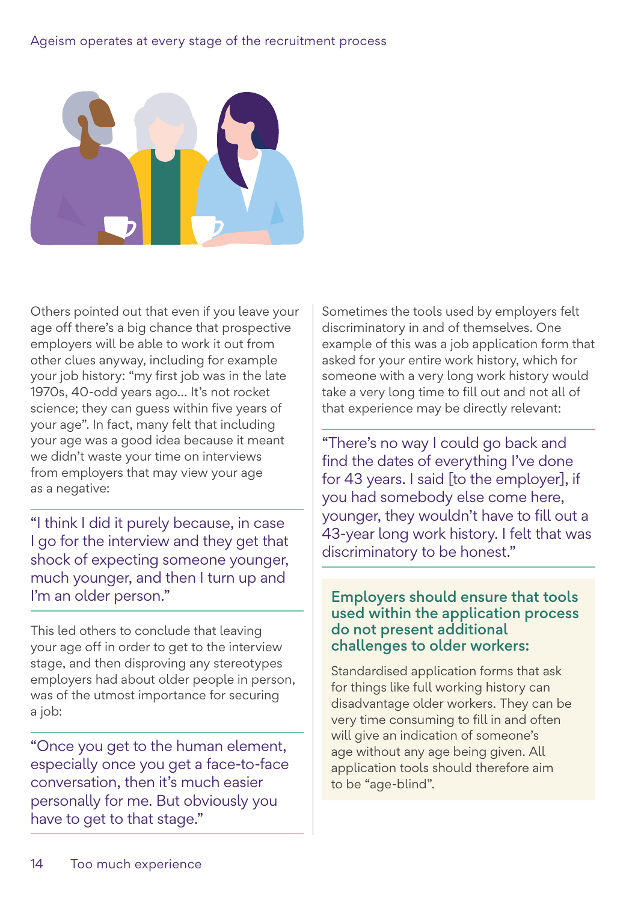Others pointed out that even if you leave your age off there's a big chance that prospective employers will be able to work it out from other clues anyway, including for example your job history: "my first job was in the late 1970s, 40-odd years ago... It's not rocket science; they can guess within five years of your age". In fact, many felt that including your age was a good idea because it meant we didn't waste your time on interviews from employers that may view your age as a negative:

> "I think I did it purely because, in case I go for the interview and they get that shock of expecting someone younger, much younger, and then I turn up and I'm an older person."

This led others to conclude that leaving your age off in order to get to the interview stage, and then disproving any stereotypes employers had about older people in person, was of the utmost importance for securing a job:

> "Once you get to the human element, especially once you get a face-to-face conversation, then it's much easier personally for me. But obviously you have to get to that stage."

Sometimes the tools used by employers felt discriminatory in and of themselves. One example of this was a job application form that asked for your entire work history, which for someone with a very long work history would take a very long time to fill out and not all of that experience may be directly relevant:

> "There's no way I could go back and find the dates of everything I've done for 43 years. I said [to the employer], if you had somebody else come here, younger, they wouldn't have to fill out a 43-year long work history. I felt that was discriminatory to be honest."

**Employers should ensure that tools used within the application process do not present additional challenges to older workers:**

Standardised application forms that ask for things like full working history can disadvantage older workers. They can be very time consuming to fill in and often will give an indication of someone's age without any age being given. All application tools should therefore aim to be "age-blind".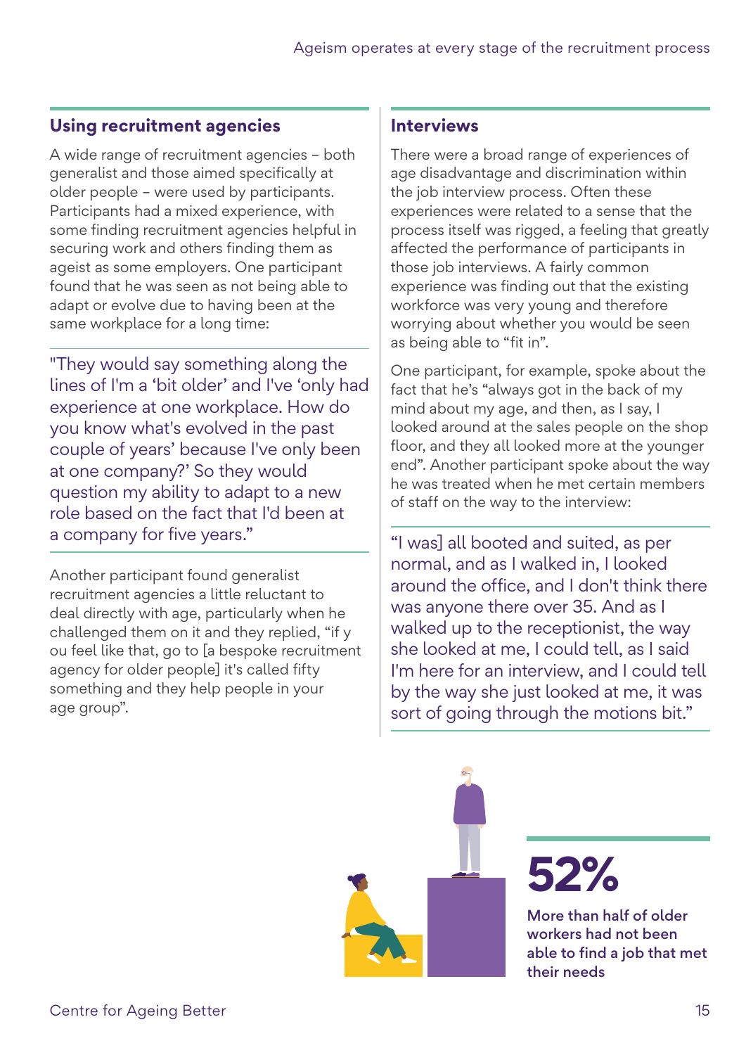## Using recruitment agencies

A wide range of recruitment agencies – both generalist and those aimed specifically at older people – were used by participants. Participants had a mixed experience, with some finding recruitment agencies helpful in securing work and others finding them as ageist as some employers. One participant found that he was seen as not being able to adapt or evolve due to having been at the same workplace for a long time:

> "They would say something along the lines of I'm a 'bit older' and I've 'only had experience at one workplace. How do you know what's evolved in the past couple of years' because I've only been at one company?' So they would question my ability to adapt to a new role based on the fact that I'd been at a company for five years."

Another participant found generalist recruitment agencies a little reluctant to deal directly with age, particularly when he challenged them on it and they replied, "if y ou feel like that, go to [a bespoke recruitment agency for older people] it's called fifty something and they help people in your age group".

## Interviews

There were a broad range of experiences of age disadvantage and discrimination within the job interview process. Often these experiences were related to a sense that the process itself was rigged, a feeling that greatly affected the performance of participants in those job interviews. A fairly common experience was finding out that the existing workforce was very young and therefore worrying about whether you would be seen as being able to "fit in".

One participant, for example, spoke about the fact that he's "always got in the back of my mind about my age, and then, as I say, I looked around at the sales people on the shop floor, and they all looked more at the younger end". Another participant spoke about the way he was treated when he met certain members of staff on the way to the interview:

> "I was] all booted and suited, as per normal, and as I walked in, I looked around the office, and I don't think there was anyone there over 35. And as I walked up to the receptionist, the way she looked at me, I could tell, as I said I'm here for an interview, and I could tell by the way she just looked at me, it was sort of going through the motions bit."

**52%**

**More than half of older workers had not been able to find a job that met their needs**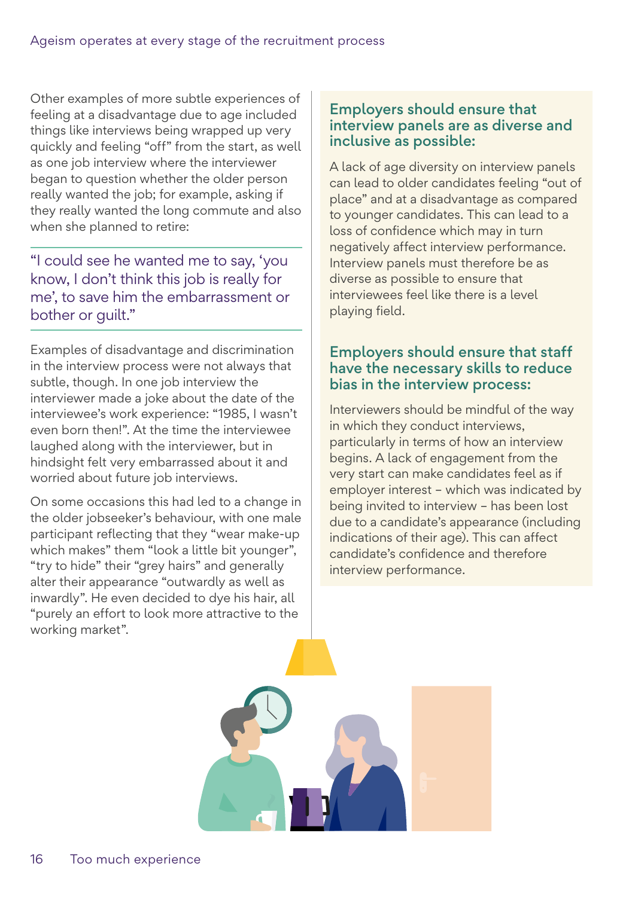Other examples of more subtle experiences of feeling at a disadvantage due to age included things like interviews being wrapped up very quickly and feeling "off" from the start, as well as one job interview where the interviewer began to question whether the older person really wanted the job; for example, asking if they really wanted the long commute and also when she planned to retire:

> "I could see he wanted me to say, 'you know, I don't think this job is really for me', to save him the embarrassment or bother or guilt."

Examples of disadvantage and discrimination in the interview process were not always that subtle, though. In one job interview the interviewer made a joke about the date of the interviewee's work experience: "1985, I wasn't even born then!". At the time the interviewee laughed along with the interviewer, but in hindsight felt very embarrassed about it and worried about future job interviews.

On some occasions this had led to a change in the older jobseeker's behaviour, with one male participant reflecting that they "wear make-up which makes" them "look a little bit younger", "try to hide" their "grey hairs" and generally alter their appearance "outwardly as well as inwardly". He even decided to dye his hair, all "purely an effort to look more attractive to the working market".

### Employers should ensure that interview panels are as diverse and inclusive as possible:

A lack of age diversity on interview panels can lead to older candidates feeling "out of place" and at a disadvantage as compared to younger candidates. This can lead to a loss of confidence which may in turn negatively affect interview performance. Interview panels must therefore be as diverse as possible to ensure that interviewees feel like there is a level playing field.

### Employers should ensure that staff have the necessary skills to reduce bias in the interview process:

Interviewers should be mindful of the way in which they conduct interviews, particularly in terms of how an interview begins. A lack of engagement from the very start can make candidates feel as if employer interest – which was indicated by being invited to interview – has been lost due to a candidate's appearance (including indications of their age). This can affect candidate's confidence and therefore interview performance.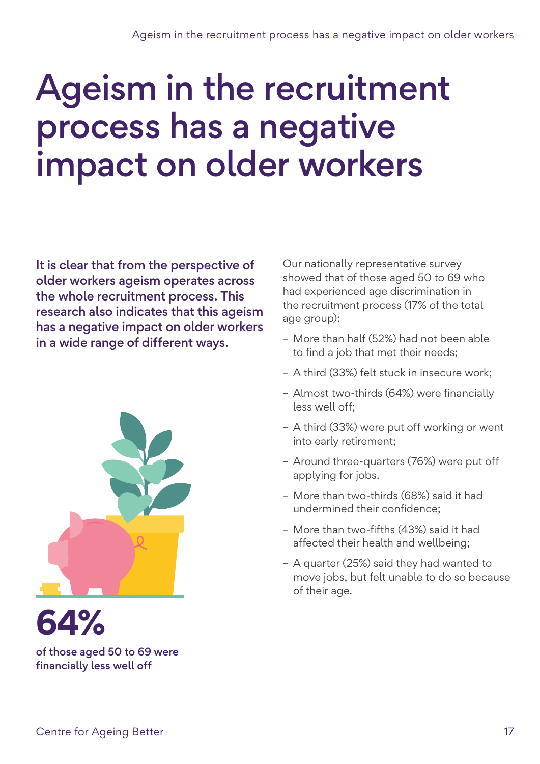# Ageism in the recruitment process has a negative impact on older workers

**It is clear that from the perspective of older workers ageism operates across the whole recruitment process. This research also indicates that this ageism has a negative impact on older workers in a wide range of different ways.**

**64%**

**of those aged 50 to 69 were financially less well off**

Our nationally representative survey showed that of those aged 50 to 69 who had experienced age discrimination in the recruitment process (17% of the total age group):

- More than half (52%) had not been able to find a job that met their needs;
- A third (33%) felt stuck in insecure work;
- Almost two-thirds (64%) were financially less well off;
- A third (33%) were put off working or went into early retirement;
- Around three-quarters (76%) were put off applying for jobs.
- More than two-thirds (68%) said it had undermined their confidence;
- More than two-fifths (43%) said it had affected their health and wellbeing;
- A quarter (25%) said they had wanted to move jobs, but felt unable to do so because of their age.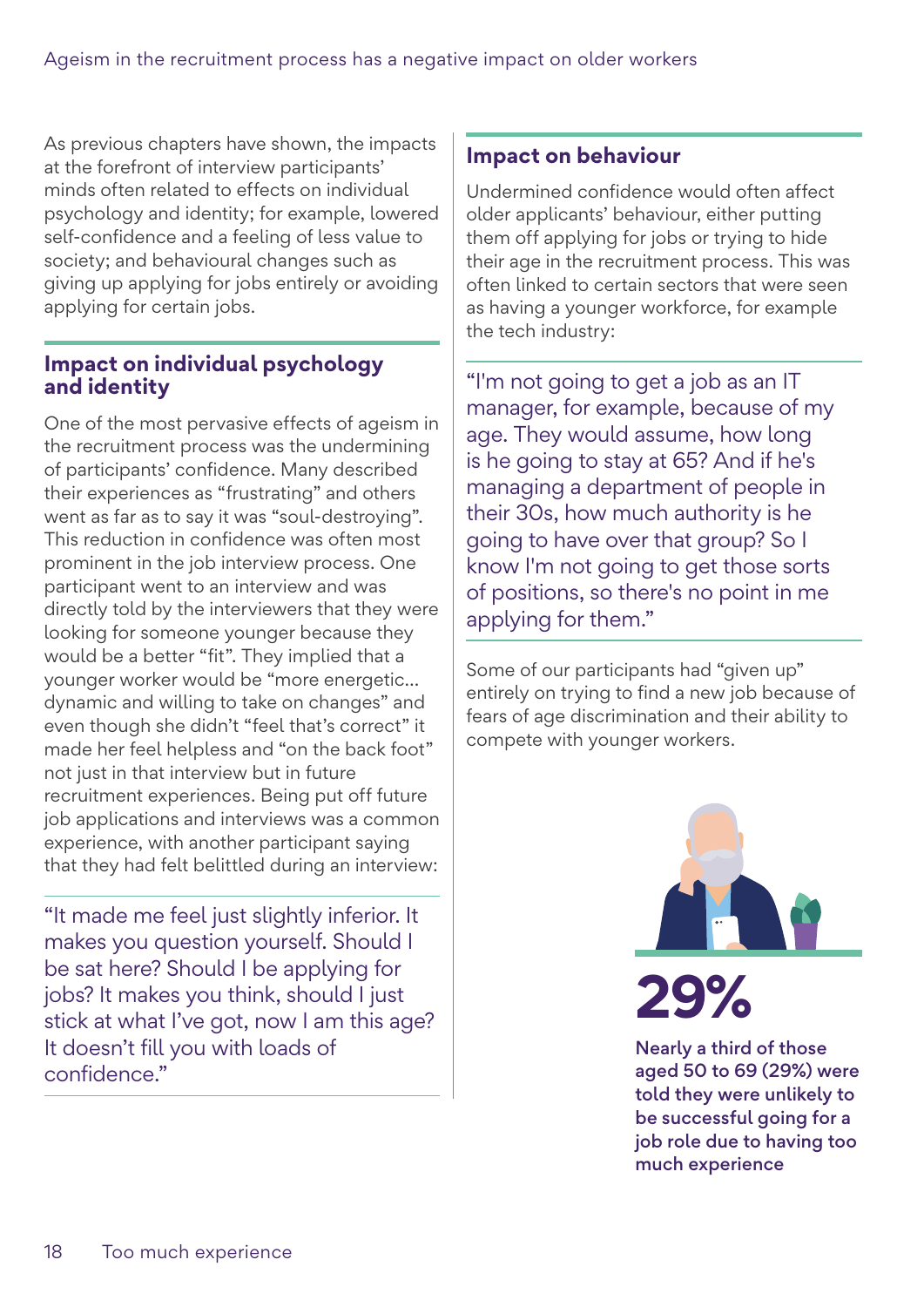As previous chapters have shown, the impacts at the forefront of interview participants' minds often related to effects on individual psychology and identity; for example, lowered self-confidence and a feeling of less value to society; and behavioural changes such as giving up applying for jobs entirely or avoiding applying for certain jobs.

## Impact on individual psychology and identity

One of the most pervasive effects of ageism in the recruitment process was the undermining of participants' confidence. Many described their experiences as "frustrating" and others went as far as to say it was "soul-destroying". This reduction in confidence was often most prominent in the job interview process. One participant went to an interview and was directly told by the interviewers that they were looking for someone younger because they would be a better "fit". They implied that a younger worker would be "more energetic... dynamic and willing to take on changes" and even though she didn't "feel that's correct" it made her feel helpless and "on the back foot" not just in that interview but in future recruitment experiences. Being put off future job applications and interviews was a common experience, with another participant saying that they had felt belittled during an interview:

> "It made me feel just slightly inferior. It makes you question yourself. Should I be sat here? Should I be applying for jobs? It makes you think, should I just stick at what I've got, now I am this age? It doesn't fill you with loads of confidence."

## Impact on behaviour

Undermined confidence would often affect older applicants' behaviour, either putting them off applying for jobs or trying to hide their age in the recruitment process. This was often linked to certain sectors that were seen as having a younger workforce, for example the tech industry:

> "I'm not going to get a job as an IT manager, for example, because of my age. They would assume, how long is he going to stay at 65? And if he's managing a department of people in their 30s, how much authority is he going to have over that group? So I know I'm not going to get those sorts of positions, so there's no point in me applying for them."

Some of our participants had "given up" entirely on trying to find a new job because of fears of age discrimination and their ability to compete with younger workers.

**29%**

**Nearly a third of those aged 50 to 69 (29%) were told they were unlikely to be successful going for a job role due to having too much experience**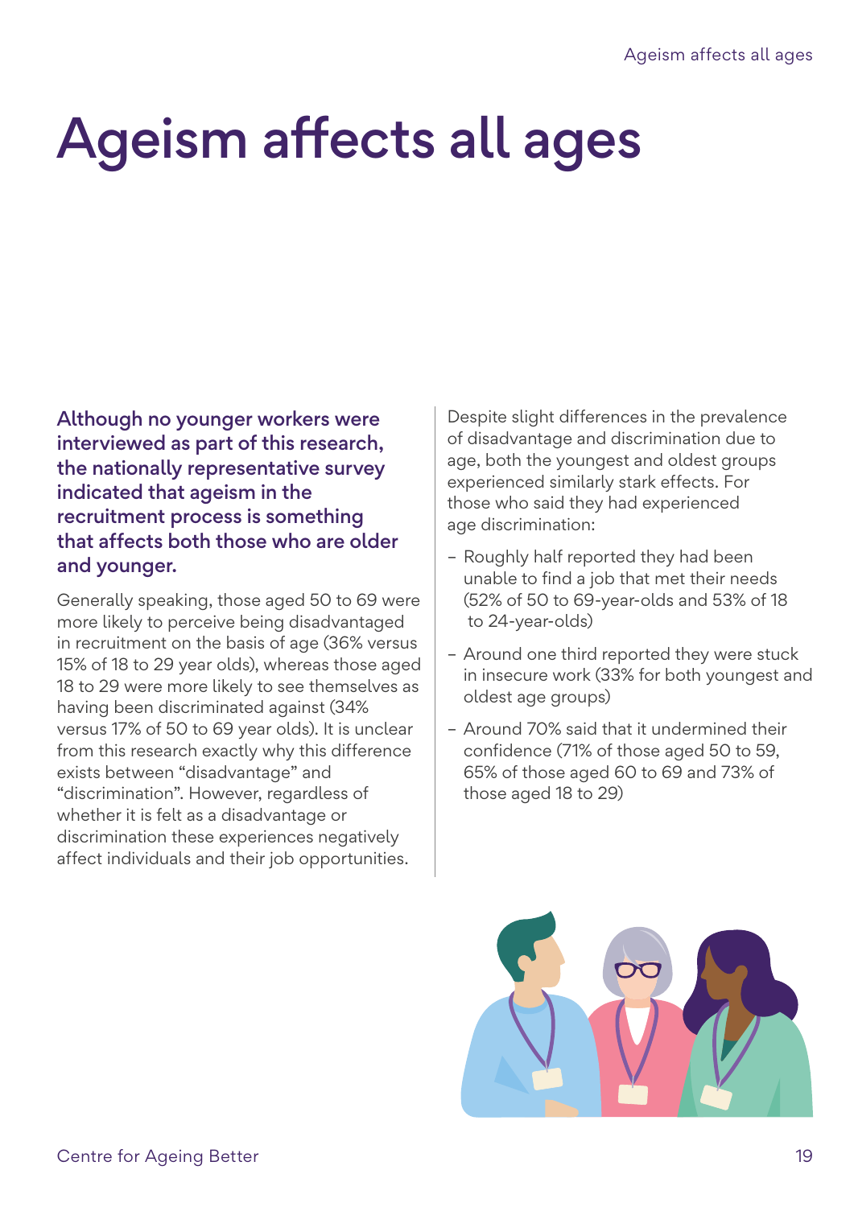# Ageism affects all ages

**Although no younger workers were interviewed as part of this research, the nationally representative survey indicated that ageism in the recruitment process is something that affects both those who are older and younger.**

Generally speaking, those aged 50 to 69 were more likely to perceive being disadvantaged in recruitment on the basis of age (36% versus 15% of 18 to 29 year olds), whereas those aged 18 to 29 were more likely to see themselves as having been discriminated against (34% versus 17% of 50 to 69 year olds). It is unclear from this research exactly why this difference exists between "disadvantage" and "discrimination". However, regardless of whether it is felt as a disadvantage or discrimination these experiences negatively affect individuals and their job opportunities.

Despite slight differences in the prevalence of disadvantage and discrimination due to age, both the youngest and oldest groups experienced similarly stark effects. For those who said they had experienced age discrimination:

- Roughly half reported they had been unable to find a job that met their needs (52% of 50 to 69-year-olds and 53% of 18 to 24-year-olds)
- Around one third reported they were stuck in insecure work (33% for both youngest and oldest age groups)
- Around 70% said that it undermined their confidence (71% of those aged 50 to 59, 65% of those aged 60 to 69 and 73% of those aged 18 to 29)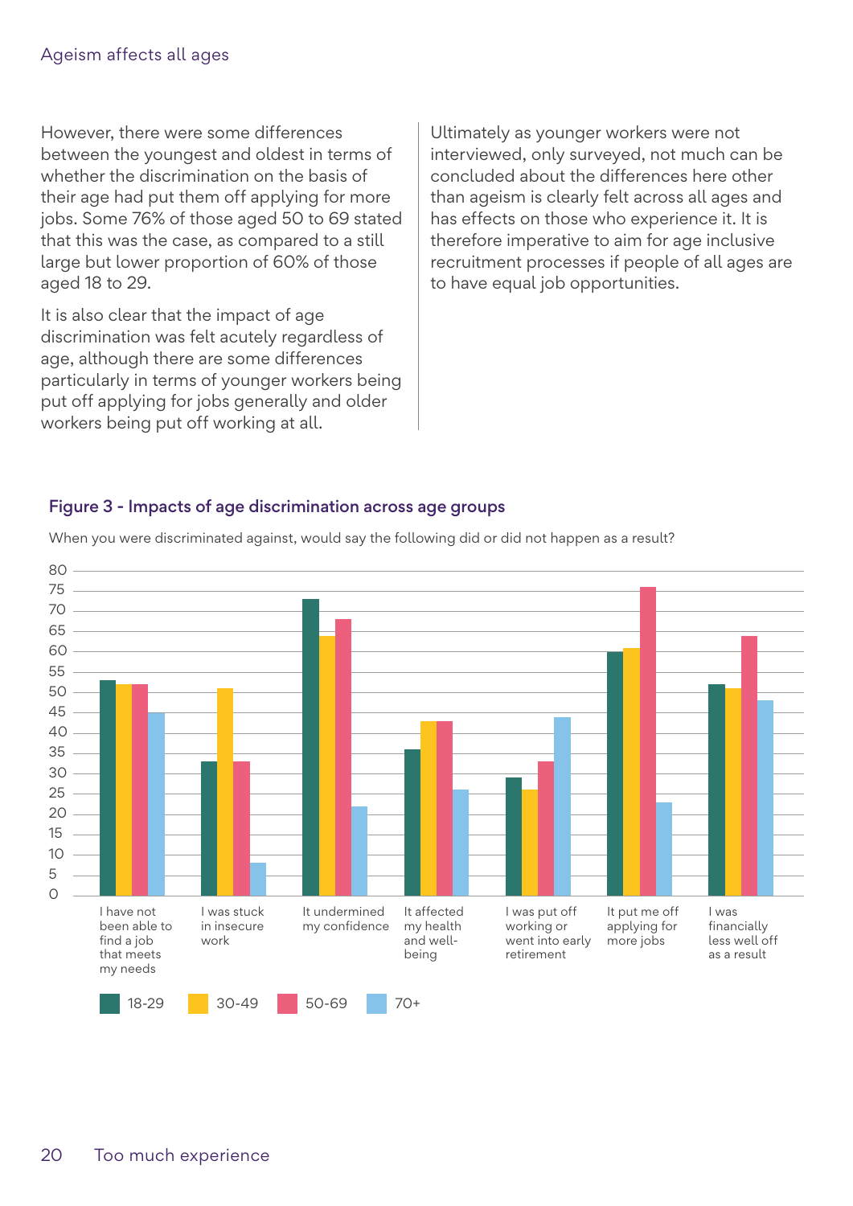However, there were some differences between the youngest and oldest in terms of whether the discrimination on the basis of their age had put them off applying for more jobs. Some 76% of those aged 50 to 69 stated that this was the case, as compared to a still large but lower proportion of 60% of those aged 18 to 29.

It is also clear that the impact of age discrimination was felt acutely regardless of age, although there are some differences particularly in terms of younger workers being put off applying for jobs generally and older workers being put off working at all.

Ultimately as younger workers were not interviewed, only surveyed, not much can be concluded about the differences here other than ageism is clearly felt across all ages and has effects on those who experience it. It is therefore imperative to aim for age inclusive recruitment processes if people of all ages are to have equal job opportunities.

**Figure 3 - Impacts of age discrimination across age groups**

When you were discriminated against, would say the following did or did not happen as a result?

| | 18-29 | 30-49 | 50-69 | 70+ |
|---|---|---|---|---|
| I have not been able to find a job that meets my needs | 53 | 52 | 52 | 45 |
| I was stuck in insecure work | 33 | 51 | 33 | 8 |
| It undermined my confidence | 73 | 64 | 68 | 22 |
| It affected my health and well-being | 36 | 43 | 43 | 26 |
| I was put off working or went into early retirement | 29 | 26 | 33 | 44 |
| It put me off applying for more jobs | 60 | 61 | 76 | 23 |
| I was financially less well off as a result | 52 | 51 | 64 | 48 |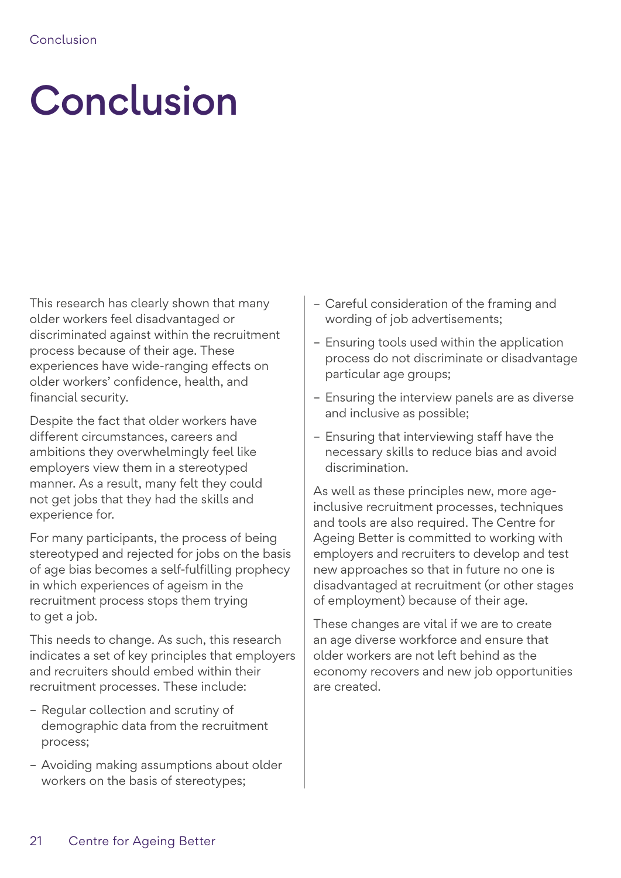# Conclusion

This research has clearly shown that many older workers feel disadvantaged or discriminated against within the recruitment process because of their age. These experiences have wide-ranging effects on older workers' confidence, health, and financial security.

Despite the fact that older workers have different circumstances, careers and ambitions they overwhelmingly feel like employers view them in a stereotyped manner. As a result, many felt they could not get jobs that they had the skills and experience for.

For many participants, the process of being stereotyped and rejected for jobs on the basis of age bias becomes a self-fulfilling prophecy in which experiences of ageism in the recruitment process stops them trying to get a job.

This needs to change. As such, this research indicates a set of key principles that employers and recruiters should embed within their recruitment processes. These include:

- Regular collection and scrutiny of demographic data from the recruitment process;
- Avoiding making assumptions about older workers on the basis of stereotypes;
- Careful consideration of the framing and wording of job advertisements;
- Ensuring tools used within the application process do not discriminate or disadvantage particular age groups;
- Ensuring the interview panels are as diverse and inclusive as possible;
- Ensuring that interviewing staff have the necessary skills to reduce bias and avoid discrimination.

As well as these principles new, more age-inclusive recruitment processes, techniques and tools are also required. The Centre for Ageing Better is committed to working with employers and recruiters to develop and test new approaches so that in future no one is disadvantaged at recruitment (or other stages of employment) because of their age.

These changes are vital if we are to create an age diverse workforce and ensure that older workers are not left behind as the economy recovers and new job opportunities are created.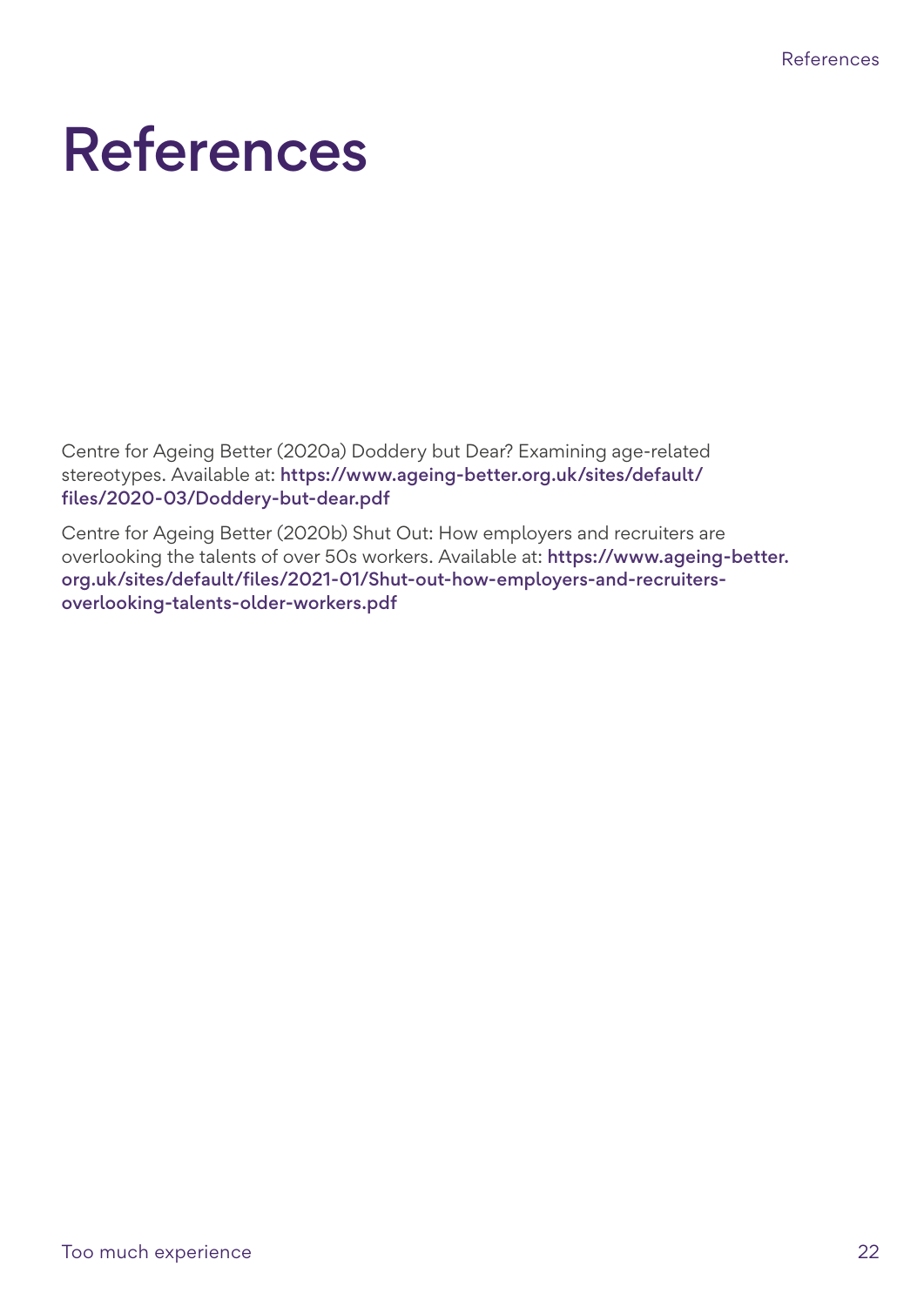# References

Centre for Ageing Better (2020a) Doddery but Dear? Examining age-related stereotypes. Available at: **https://www.ageing-better.org.uk/sites/default/files/2020-03/Doddery-but-dear.pdf**

Centre for Ageing Better (2020b) Shut Out: How employers and recruiters are overlooking the talents of over 50s workers. Available at: **https://www.ageing-better.org.uk/sites/default/files/2021-01/Shut-out-how-employers-and-recruiters-overlooking-talents-older-workers.pdf**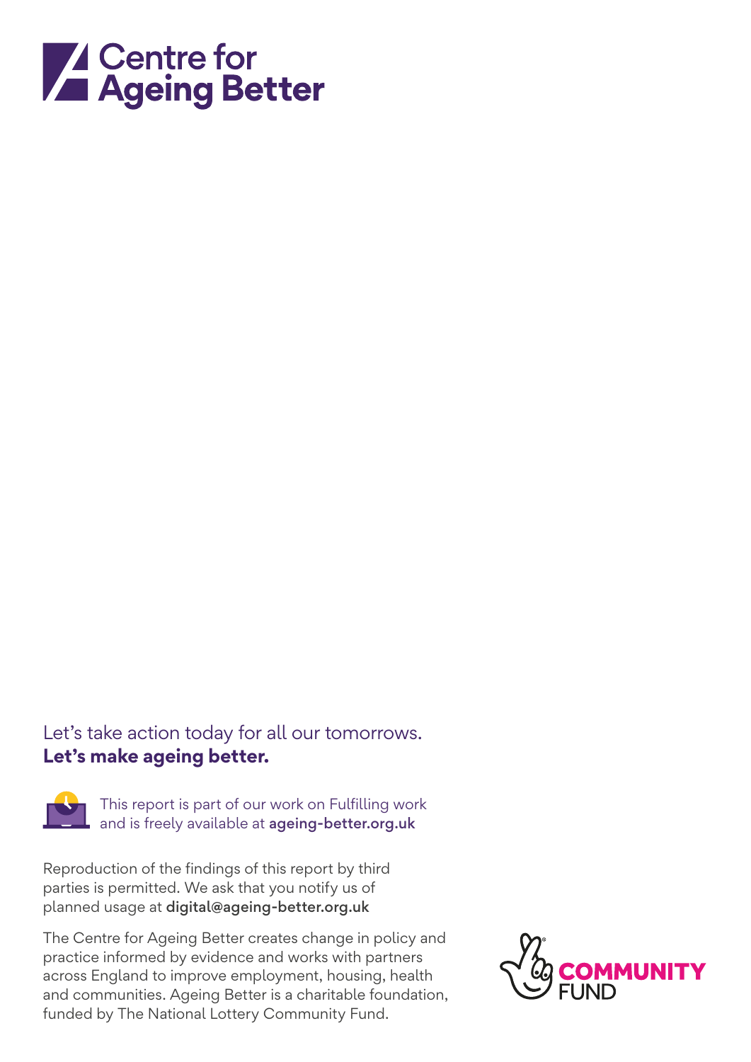Centre for Ageing Better

Let's take action today for all our tomorrows.
**Let's make ageing better.**

This report is part of our work on Fulfilling work and is freely available at **ageing-better.org.uk**

Reproduction of the findings of this report by third parties is permitted. We ask that you notify us of planned usage at **digital@ageing-better.org.uk**

The Centre for Ageing Better creates change in policy and practice informed by evidence and works with partners across England to improve employment, housing, health and communities. Ageing Better is a charitable foundation, funded by The National Lottery Community Fund.

COMMUNITY FUND